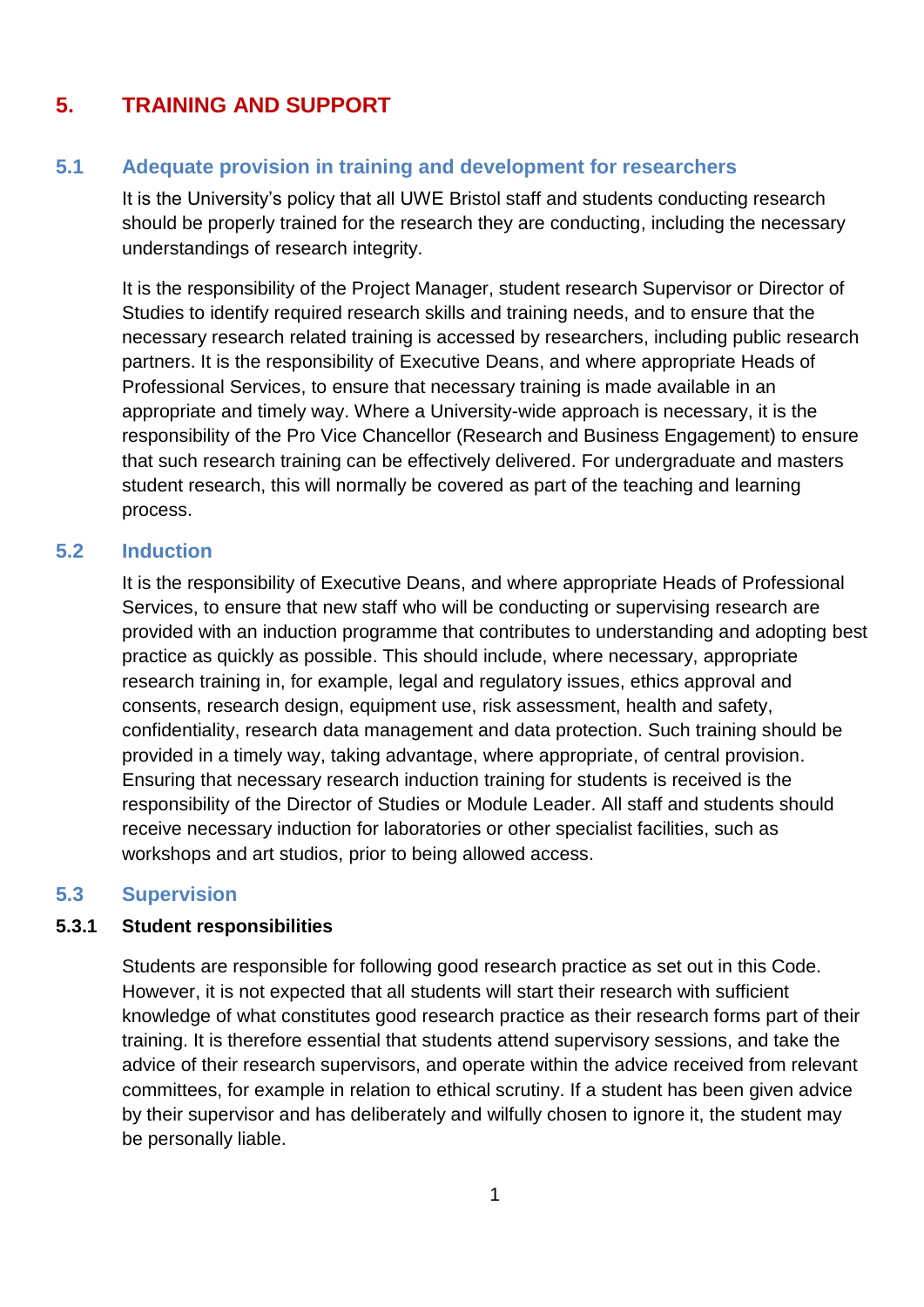# 5. TRAINING AND SUPPORT

## 5.1 Adequate provision in training and development for researchers

It is the University's policy that all UWE Bristol staff and students conducting research should be properly trained for the research they are conducting, including the necessary understandings of research integrity.

It is the responsibility of the Project Manager, student research Supervisor or Director of Studies to identify required research skills and training needs, and to ensure that the necessary research related training is accessed by researchers, including public research partners. It is the responsibility of Executive Deans, and where appropriate Heads of Professional Services, to ensure that necessary training is made available in an appropriate and timely way. Where a University-wide approach is necessary, it is the responsibility of the Pro Vice Chancellor (Research and Business Engagement) to ensure that such research training can be effectively delivered. For undergraduate and masters student research, this will normally be covered as part of the teaching and learning process.

## 5.2 Induction

It is the responsibility of Executive Deans, and where appropriate Heads of Professional Services, to ensure that new staff who will be conducting or supervising research are provided with an induction programme that contributes to understanding and adopting best practice as quickly as possible. This should include, where necessary, appropriate research training in, for example, legal and regulatory issues, ethics approval and consents, research design, equipment use, risk assessment, health and safety, confidentiality, research data management and data protection. Such training should be provided in a timely way, taking advantage, where appropriate, of central provision. Ensuring that necessary research induction training for students is received is the responsibility of the Director of Studies or Module Leader. All staff and students should receive necessary induction for laboratories or other specialist facilities, such as workshops and art studios, prior to being allowed access.

## 5.3 Supervision

### 5.3.1 Student responsibilities

Students are responsible for following good research practice as set out in this Code. However, it is not expected that all students will start their research with sufficient knowledge of what constitutes good research practice as their research forms part of their training. It is therefore essential that students attend supervisory sessions, and take the advice of their research supervisors, and operate within the advice received from relevant committees, for example in relation to ethical scrutiny. If a student has been given advice by their supervisor and has deliberately and wilfully chosen to ignore it, the student may be personally liable.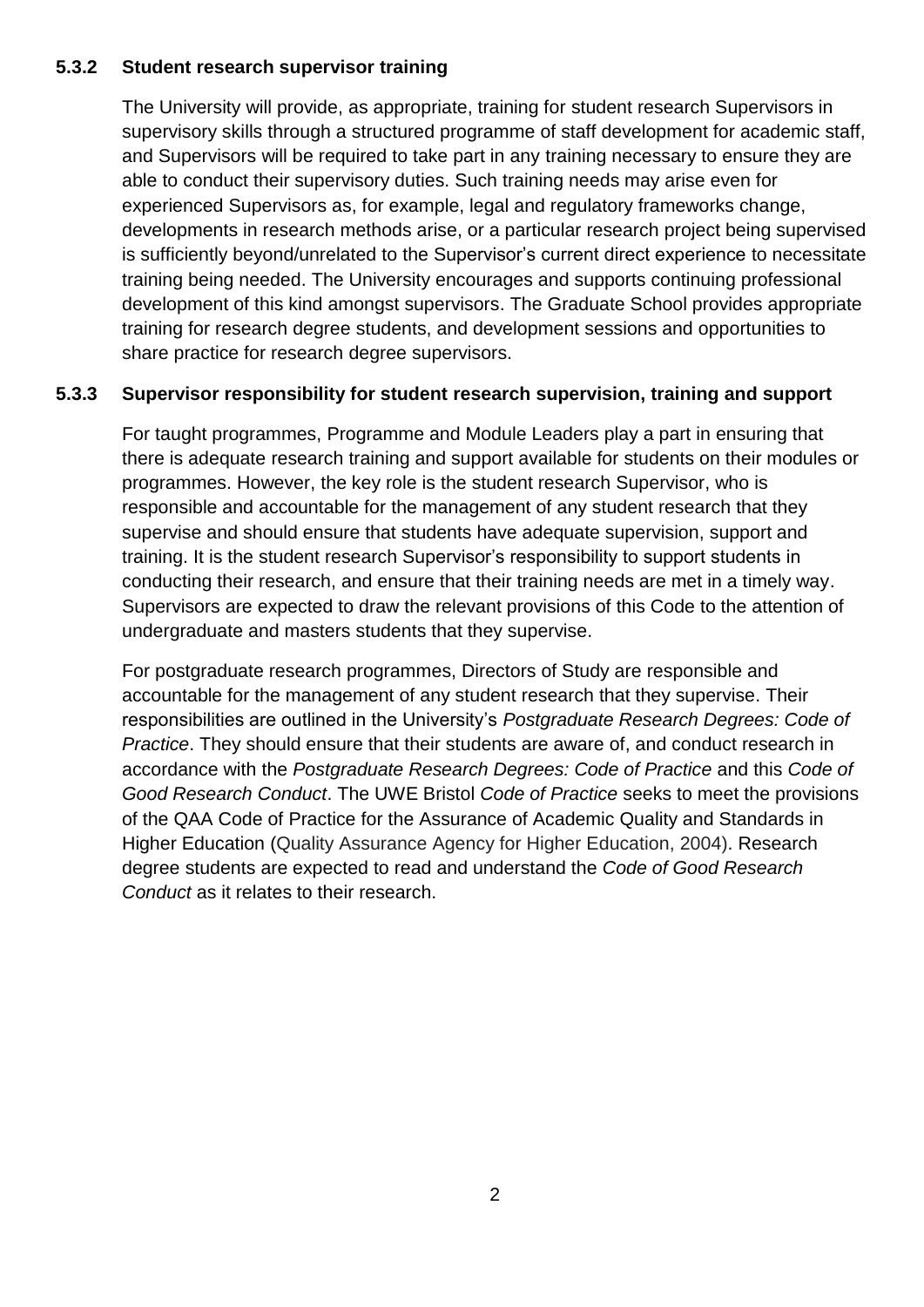#### 5.3.2 Student research supervisor training

The University will provide, as appropriate, training for student research Supervisors in supervisory skills through a structured programme of staff development for academic staff, and Supervisors will be required to take part in any training necessary to ensure they are able to conduct their supervisory duties. Such training needs may arise even for experienced Supervisors as, for example, legal and regulatory frameworks change, developments in research methods arise, or a particular research project being supervised is sufficiently beyond/unrelated to the Supervisor's current direct experience to necessitate training being needed. The University encourages and supports continuing professional development of this kind amongst supervisors. The Graduate School provides appropriate training for research degree students, and development sessions and opportunities to share practice for research degree supervisors.

#### 5.3.3 Supervisor responsibility for student research supervision, training and support

For taught programmes, Programme and Module Leaders play a part in ensuring that there is adequate research training and support available for students on their modules or programmes. However, the key role is the student research Supervisor, who is responsible and accountable for the management of any student research that they supervise and should ensure that students have adequate supervision, support and training. It is the student research Supervisor's responsibility to support students in conducting their research, and ensure that their training needs are met in a timely way. Supervisors are expected to draw the relevant provisions of this Code to the attention of undergraduate and masters students that they supervise.

For postgraduate research programmes, Directors of Study are responsible and accountable for the management of any student research that they supervise. Their responsibilities are outlined in the University's *Postgraduate Research Degrees: Code of Practice*. They should ensure that their students are aware of, and conduct research in accordance with the *Postgraduate Research Degrees: Code of Practice* and this *Code of Good Research Conduct*. The UWE Bristol *Code of Practice* seeks to meet the provisions of the QAA Code of Practice for the Assurance of Academic Quality and Standards in Higher Education (Quality Assurance Agency for Higher Education, 2004). Research degree students are expected to read and understand the *Code of Good Research Conduct* as it relates to their research.